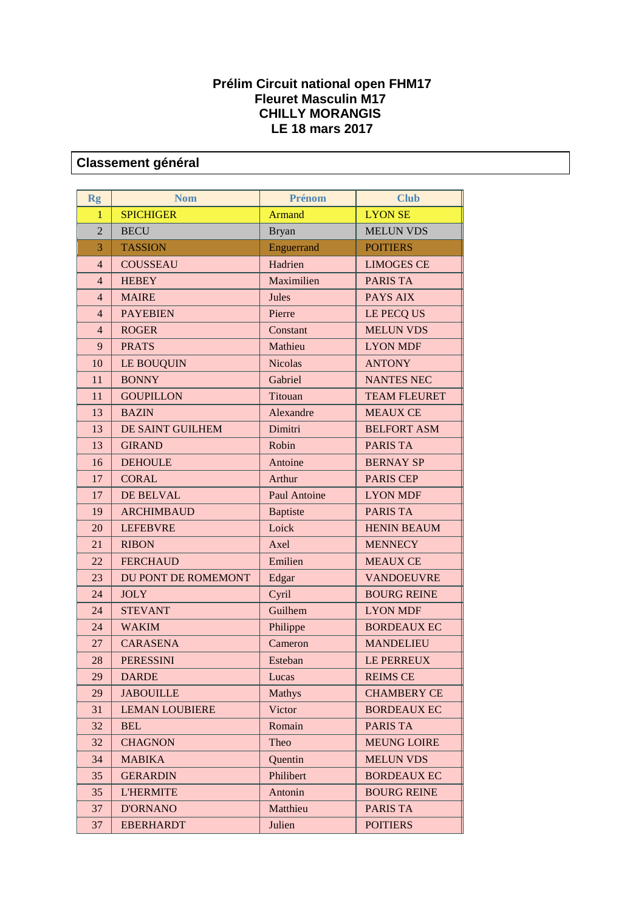# Prélim Circuit national open FHM17
# Fleuret Masculin M17
# CHILLY MORANGIS
# LE 18 mars 2017

## Classement général

| Rg | Nom | Prénom | Club |
|---|---|---|---|
| 1 | SPICHIGER | Armand | LYON SE |
| 2 | BECU | Bryan | MELUN VDS |
| 3 | TASSION | Enguerrand | POITIERS |
| 4 | COUSSEAU | Hadrien | LIMOGES CE |
| 4 | HEBEY | Maximilien | PARIS TA |
| 4 | MAIRE | Jules | PAYS AIX |
| 4 | PAYEBIEN | Pierre | LE PECQ US |
| 4 | ROGER | Constant | MELUN VDS |
| 9 | PRATS | Mathieu | LYON MDF |
| 10 | LE BOUQUIN | Nicolas | ANTONY |
| 11 | BONNY | Gabriel | NANTES NEC |
| 11 | GOUPILLON | Titouan | TEAM FLEURET |
| 13 | BAZIN | Alexandre | MEAUX CE |
| 13 | DE SAINT GUILHEM | Dimitri | BELFORT ASM |
| 13 | GIRAND | Robin | PARIS TA |
| 16 | DEHOULE | Antoine | BERNAY SP |
| 17 | CORAL | Arthur | PARIS CEP |
| 17 | DE BELVAL | Paul Antoine | LYON MDF |
| 19 | ARCHIMBAUD | Baptiste | PARIS TA |
| 20 | LEFEBVRE | Loick | HENIN BEAUM |
| 21 | RIBON | Axel | MENNECY |
| 22 | FERCHAUD | Emilien | MEAUX CE |
| 23 | DU PONT DE ROMEMONT | Edgar | VANDOEUVRE |
| 24 | JOLY | Cyril | BOURG REINE |
| 24 | STEVANT | Guilhem | LYON MDF |
| 24 | WAKIM | Philippe | BORDEAUX EC |
| 27 | CARASENA | Cameron | MANDELIEU |
| 28 | PERESSINI | Esteban | LE PERREUX |
| 29 | DARDE | Lucas | REIMS CE |
| 29 | JABOUILLE | Mathys | CHAMBERY CE |
| 31 | LEMAN LOUBIERE | Victor | BORDEAUX EC |
| 32 | BEL | Romain | PARIS TA |
| 32 | CHAGNON | Theo | MEUNG LOIRE |
| 34 | MABIKA | Quentin | MELUN VDS |
| 35 | GERARDIN | Philibert | BORDEAUX EC |
| 35 | L'HERMITE | Antonin | BOURG REINE |
| 37 | D'ORNANO | Matthieu | PARIS TA |
| 37 | EBERHARDT | Julien | POITIERS |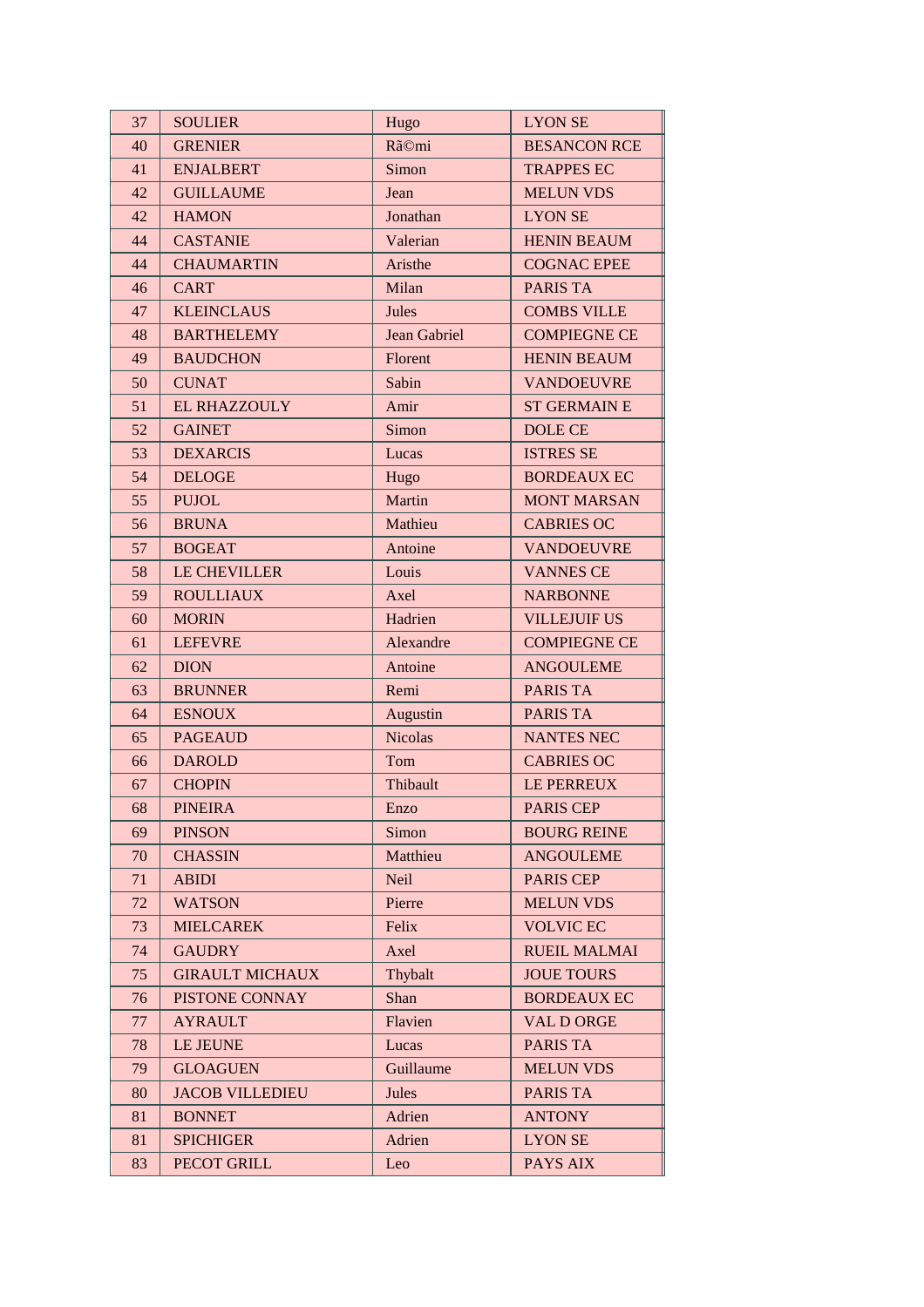| 37 | SOULIER | Hugo | LYON SE |
|---|---|---|---|
| 40 | GRENIER | RÃ©mi | BESANCON RCE |
| 41 | ENJALBERT | Simon | TRAPPES EC |
| 42 | GUILLAUME | Jean | MELUN VDS |
| 42 | HAMON | Jonathan | LYON SE |
| 44 | CASTANIE | Valerian | HENIN BEAUM |
| 44 | CHAUMARTIN | Aristhe | COGNAC EPEE |
| 46 | CART | Milan | PARIS TA |
| 47 | KLEINCLAUS | Jules | COMBS VILLE |
| 48 | BARTHELEMY | Jean Gabriel | COMPIEGNE CE |
| 49 | BAUDCHON | Florent | HENIN BEAUM |
| 50 | CUNAT | Sabin | VANDOEUVRE |
| 51 | EL RHAZZOULY | Amir | ST GERMAIN E |
| 52 | GAINET | Simon | DOLE CE |
| 53 | DEXARCIS | Lucas | ISTRES SE |
| 54 | DELOGE | Hugo | BORDEAUX EC |
| 55 | PUJOL | Martin | MONT MARSAN |
| 56 | BRUNA | Mathieu | CABRIES OC |
| 57 | BOGEAT | Antoine | VANDOEUVRE |
| 58 | LE CHEVILLER | Louis | VANNES CE |
| 59 | ROULLIAUX | Axel | NARBONNE |
| 60 | MORIN | Hadrien | VILLEJUIF US |
| 61 | LEFEVRE | Alexandre | COMPIEGNE CE |
| 62 | DION | Antoine | ANGOULEME |
| 63 | BRUNNER | Remi | PARIS TA |
| 64 | ESNOUX | Augustin | PARIS TA |
| 65 | PAGEAUD | Nicolas | NANTES NEC |
| 66 | DAROLD | Tom | CABRIES OC |
| 67 | CHOPIN | Thibault | LE PERREUX |
| 68 | PINEIRA | Enzo | PARIS CEP |
| 69 | PINSON | Simon | BOURG REINE |
| 70 | CHASSIN | Matthieu | ANGOULEME |
| 71 | ABIDI | Neil | PARIS CEP |
| 72 | WATSON | Pierre | MELUN VDS |
| 73 | MIELCAREK | Felix | VOLVIC EC |
| 74 | GAUDRY | Axel | RUEIL MALMAI |
| 75 | GIRAULT MICHAUX | Thybalt | JOUE TOURS |
| 76 | PISTONE CONNAY | Shan | BORDEAUX EC |
| 77 | AYRAULT | Flavien | VAL D ORGE |
| 78 | LE JEUNE | Lucas | PARIS TA |
| 79 | GLOAGUEN | Guillaume | MELUN VDS |
| 80 | JACOB VILLEDIEU | Jules | PARIS TA |
| 81 | BONNET | Adrien | ANTONY |
| 81 | SPICHIGER | Adrien | LYON SE |
| 83 | PECOT GRILL | Leo | PAYS AIX |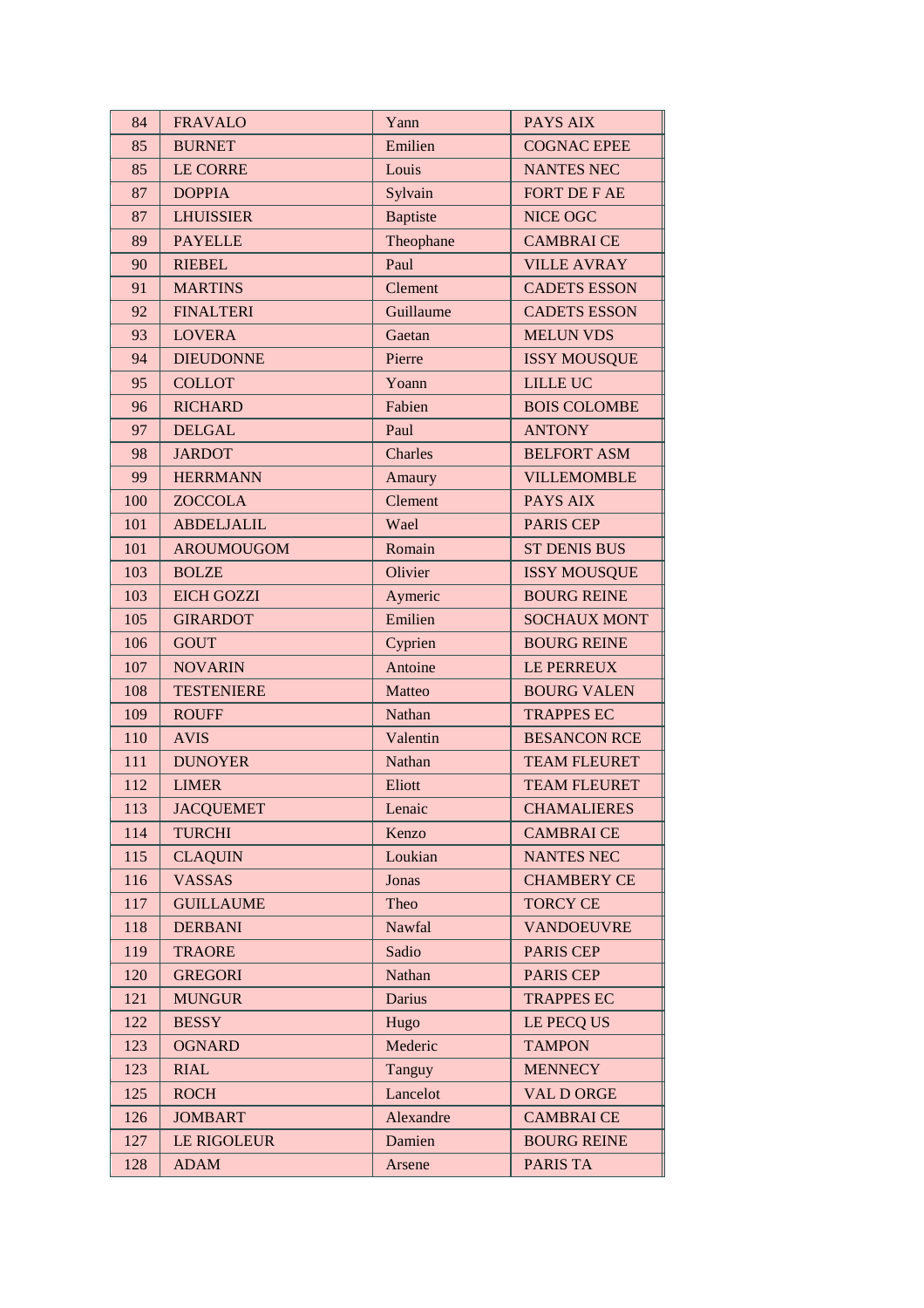| | | | |
|---|---|---|---|
| 84 | FRAVALO | Yann | PAYS AIX |
| 85 | BURNET | Emilien | COGNAC EPEE |
| 85 | LE CORRE | Louis | NANTES NEC |
| 87 | DOPPIA | Sylvain | FORT DE F AE |
| 87 | LHUISSIER | Baptiste | NICE OGC |
| 89 | PAYELLE | Theophane | CAMBRAI CE |
| 90 | RIEBEL | Paul | VILLE AVRAY |
| 91 | MARTINS | Clement | CADETS ESSON |
| 92 | FINALTERI | Guillaume | CADETS ESSON |
| 93 | LOVERA | Gaetan | MELUN VDS |
| 94 | DIEUDONNE | Pierre | ISSY MOUSQUE |
| 95 | COLLOT | Yoann | LILLE UC |
| 96 | RICHARD | Fabien | BOIS COLOMBE |
| 97 | DELGAL | Paul | ANTONY |
| 98 | JARDOT | Charles | BELFORT ASM |
| 99 | HERRMANN | Amaury | VILLEMOMBLE |
| 100 | ZOCCOLA | Clement | PAYS AIX |
| 101 | ABDELJALIL | Wael | PARIS CEP |
| 101 | AROUMOUGOM | Romain | ST DENIS BUS |
| 103 | BOLZE | Olivier | ISSY MOUSQUE |
| 103 | EICH GOZZI | Aymeric | BOURG REINE |
| 105 | GIRARDOT | Emilien | SOCHAUX MONT |
| 106 | GOUT | Cyprien | BOURG REINE |
| 107 | NOVARIN | Antoine | LE PERREUX |
| 108 | TESTENIERE | Matteo | BOURG VALEN |
| 109 | ROUFF | Nathan | TRAPPES EC |
| 110 | AVIS | Valentin | BESANCON RCE |
| 111 | DUNOYER | Nathan | TEAM FLEURET |
| 112 | LIMER | Eliott | TEAM FLEURET |
| 113 | JACQUEMET | Lenaic | CHAMALIERES |
| 114 | TURCHI | Kenzo | CAMBRAI CE |
| 115 | CLAQUIN | Loukian | NANTES NEC |
| 116 | VASSAS | Jonas | CHAMBERY CE |
| 117 | GUILLAUME | Theo | TORCY CE |
| 118 | DERBANI | Nawfal | VANDOEUVRE |
| 119 | TRAORE | Sadio | PARIS CEP |
| 120 | GREGORI | Nathan | PARIS CEP |
| 121 | MUNGUR | Darius | TRAPPES EC |
| 122 | BESSY | Hugo | LE PECQ US |
| 123 | OGNARD | Mederic | TAMPON |
| 123 | RIAL | Tanguy | MENNECY |
| 125 | ROCH | Lancelot | VAL D ORGE |
| 126 | JOMBART | Alexandre | CAMBRAI CE |
| 127 | LE RIGOLEUR | Damien | BOURG REINE |
| 128 | ADAM | Arsene | PARIS TA |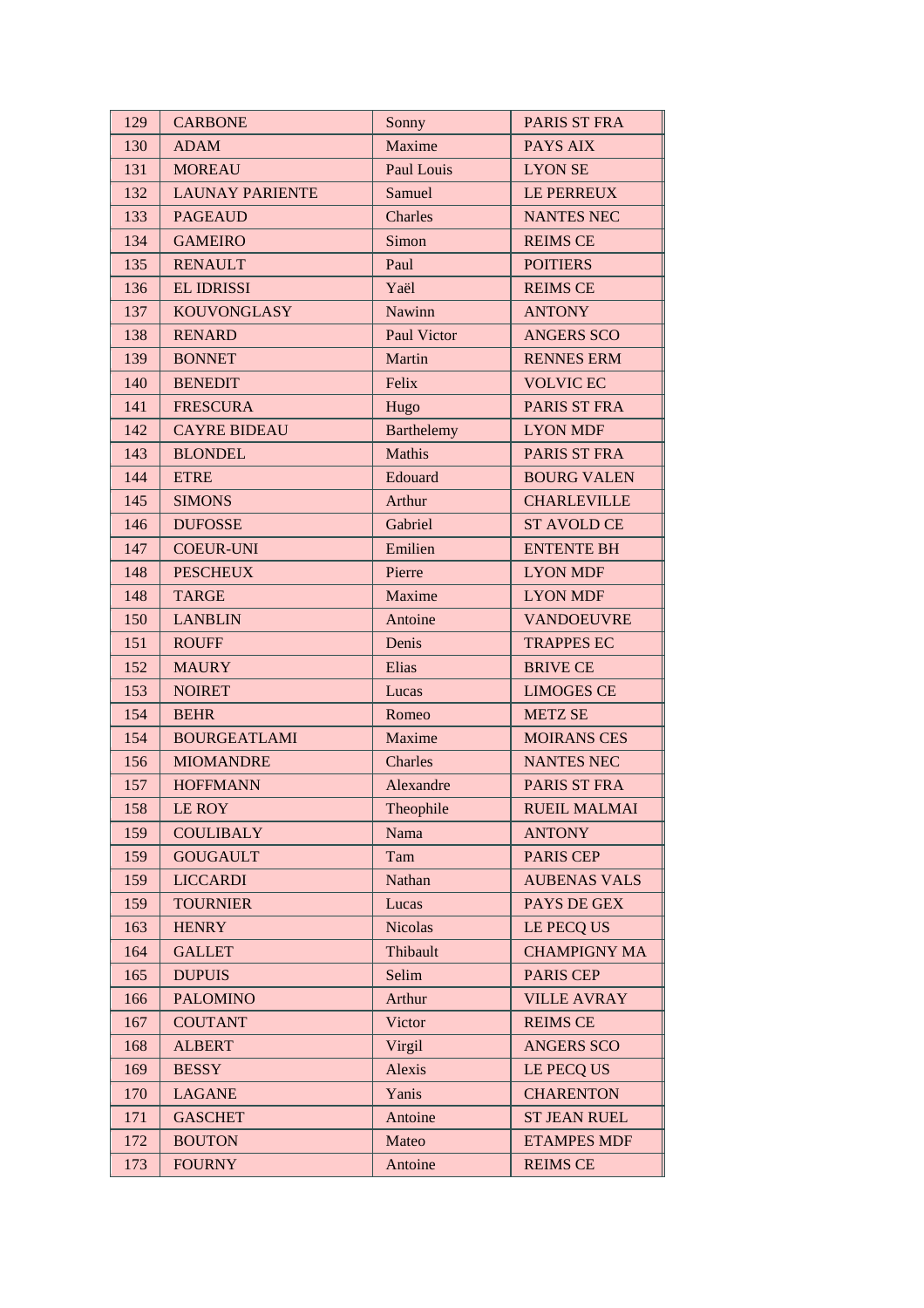| 129 | CARBONE | Sonny | PARIS ST FRA |
|---|---|---|---|
| 130 | ADAM | Maxime | PAYS AIX |
| 131 | MOREAU | Paul Louis | LYON SE |
| 132 | LAUNAY PARIENTE | Samuel | LE PERREUX |
| 133 | PAGEAUD | Charles | NANTES NEC |
| 134 | GAMEIRO | Simon | REIMS CE |
| 135 | RENAULT | Paul | POITIERS |
| 136 | EL IDRISSI | Yaël | REIMS CE |
| 137 | KOUVONGLASY | Nawinn | ANTONY |
| 138 | RENARD | Paul Victor | ANGERS SCO |
| 139 | BONNET | Martin | RENNES ERM |
| 140 | BENEDIT | Felix | VOLVIC EC |
| 141 | FRESCURA | Hugo | PARIS ST FRA |
| 142 | CAYRE BIDEAU | Barthelemy | LYON MDF |
| 143 | BLONDEL | Mathis | PARIS ST FRA |
| 144 | ETRE | Edouard | BOURG VALEN |
| 145 | SIMONS | Arthur | CHARLEVILLE |
| 146 | DUFOSSE | Gabriel | ST AVOLD CE |
| 147 | COEUR-UNI | Emilien | ENTENTE BH |
| 148 | PESCHEUX | Pierre | LYON MDF |
| 148 | TARGE | Maxime | LYON MDF |
| 150 | LANBLIN | Antoine | VANDOEUVRE |
| 151 | ROUFF | Denis | TRAPPES EC |
| 152 | MAURY | Elias | BRIVE CE |
| 153 | NOIRET | Lucas | LIMOGES CE |
| 154 | BEHR | Romeo | METZ SE |
| 154 | BOURGEATLAMI | Maxime | MOIRANS CES |
| 156 | MIOMANDRE | Charles | NANTES NEC |
| 157 | HOFFMANN | Alexandre | PARIS ST FRA |
| 158 | LE ROY | Theophile | RUEIL MALMAI |
| 159 | COULIBALY | Nama | ANTONY |
| 159 | GOUGAULT | Tam | PARIS CEP |
| 159 | LICCARDI | Nathan | AUBENAS VALS |
| 159 | TOURNIER | Lucas | PAYS DE GEX |
| 163 | HENRY | Nicolas | LE PECQ US |
| 164 | GALLET | Thibault | CHAMPIGNY MA |
| 165 | DUPUIS | Selim | PARIS CEP |
| 166 | PALOMINO | Arthur | VILLE AVRAY |
| 167 | COUTANT | Victor | REIMS CE |
| 168 | ALBERT | Virgil | ANGERS SCO |
| 169 | BESSY | Alexis | LE PECQ US |
| 170 | LAGANE | Yanis | CHARENTON |
| 171 | GASCHET | Antoine | ST JEAN RUEL |
| 172 | BOUTON | Mateo | ETAMPES MDF |
| 173 | FOURNY | Antoine | REIMS CE |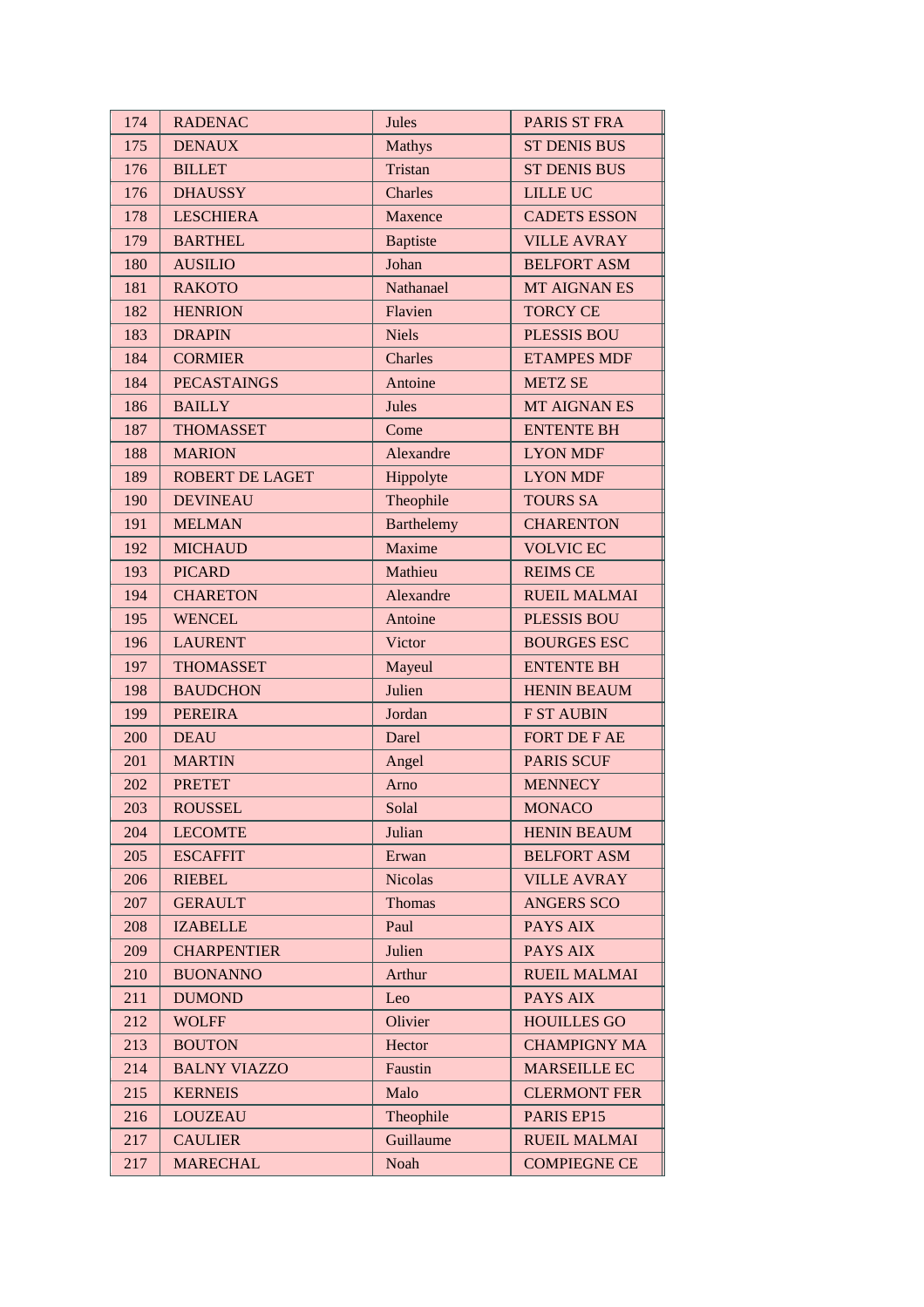| 174 | RADENAC | Jules | PARIS ST FRA |
|---|---|---|---|
| 175 | DENAUX | Mathys | ST DENIS BUS |
| 176 | BILLET | Tristan | ST DENIS BUS |
| 176 | DHAUSSY | Charles | LILLE UC |
| 178 | LESCHIERA | Maxence | CADETS ESSON |
| 179 | BARTHEL | Baptiste | VILLE AVRAY |
| 180 | AUSILIO | Johan | BELFORT ASM |
| 181 | RAKOTO | Nathanael | MT AIGNAN ES |
| 182 | HENRION | Flavien | TORCY CE |
| 183 | DRAPIN | Niels | PLESSIS BOU |
| 184 | CORMIER | Charles | ETAMPES MDF |
| 184 | PECASTAINGS | Antoine | METZ SE |
| 186 | BAILLY | Jules | MT AIGNAN ES |
| 187 | THOMASSET | Come | ENTENTE BH |
| 188 | MARION | Alexandre | LYON MDF |
| 189 | ROBERT DE LAGET | Hippolyte | LYON MDF |
| 190 | DEVINEAU | Theophile | TOURS SA |
| 191 | MELMAN | Barthelemy | CHARENTON |
| 192 | MICHAUD | Maxime | VOLVIC EC |
| 193 | PICARD | Mathieu | REIMS CE |
| 194 | CHARETON | Alexandre | RUEIL MALMAI |
| 195 | WENCEL | Antoine | PLESSIS BOU |
| 196 | LAURENT | Victor | BOURGES ESC |
| 197 | THOMASSET | Mayeul | ENTENTE BH |
| 198 | BAUDCHON | Julien | HENIN BEAUM |
| 199 | PEREIRA | Jordan | F ST AUBIN |
| 200 | DEAU | Darel | FORT DE F AE |
| 201 | MARTIN | Angel | PARIS SCUF |
| 202 | PRETET | Arno | MENNECY |
| 203 | ROUSSEL | Solal | MONACO |
| 204 | LECOMTE | Julian | HENIN BEAUM |
| 205 | ESCAFFIT | Erwan | BELFORT ASM |
| 206 | RIEBEL | Nicolas | VILLE AVRAY |
| 207 | GERAULT | Thomas | ANGERS SCO |
| 208 | IZABELLE | Paul | PAYS AIX |
| 209 | CHARPENTIER | Julien | PAYS AIX |
| 210 | BUONANNO | Arthur | RUEIL MALMAI |
| 211 | DUMOND | Leo | PAYS AIX |
| 212 | WOLFF | Olivier | HOUILLES GO |
| 213 | BOUTON | Hector | CHAMPIGNY MA |
| 214 | BALNY VIAZZO | Faustin | MARSEILLE EC |
| 215 | KERNEIS | Malo | CLERMONT FER |
| 216 | LOUZEAU | Theophile | PARIS EP15 |
| 217 | CAULIER | Guillaume | RUEIL MALMAI |
| 217 | MARECHAL | Noah | COMPIEGNE CE |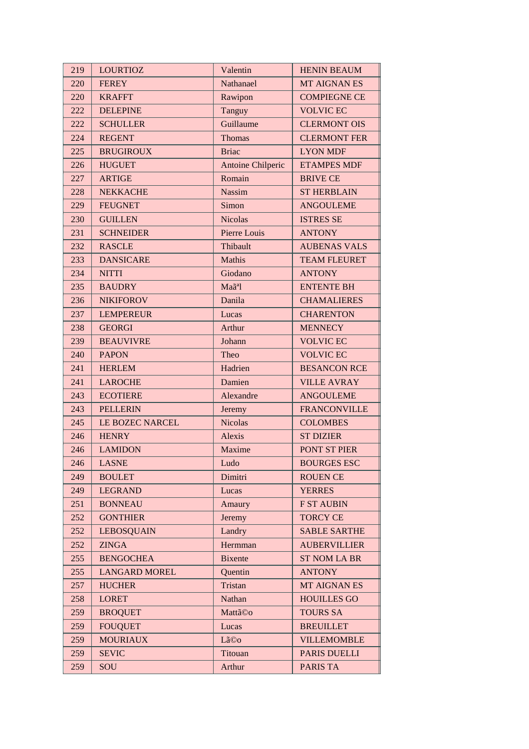| | | | |
|---|---|---|---|
| 219 | LOURTIOZ | Valentin | HENIN BEAUM |
| 220 | FEREY | Nathanael | MT AIGNAN ES |
| 220 | KRAFFT | Rawipon | COMPIEGNE CE |
| 222 | DELEPINE | Tanguy | VOLVIC EC |
| 222 | SCHULLER | Guillaume | CLERMONT OIS |
| 224 | REGENT | Thomas | CLERMONT FER |
| 225 | BRUGIROUX | Briac | LYON MDF |
| 226 | HUGUET | Antoine Chilperic | ETAMPES MDF |
| 227 | ARTIGE | Romain | BRIVE CE |
| 228 | NEKKACHE | Nassim | ST HERBLAIN |
| 229 | FEUGNET | Simon | ANGOULEME |
| 230 | GUILLEN | Nicolas | ISTRES SE |
| 231 | SCHNEIDER | Pierre Louis | ANTONY |
| 232 | RASCLE | Thibault | AUBENAS VALS |
| 233 | DANSICARE | Mathis | TEAM FLEURET |
| 234 | NITTI | Giodano | ANTONY |
| 235 | BAUDRY | Maãªl | ENTENTE BH |
| 236 | NIKIFOROV | Danila | CHAMALIERES |
| 237 | LEMPEREUR | Lucas | CHARENTON |
| 238 | GEORGI | Arthur | MENNECY |
| 239 | BEAUVIVRE | Johann | VOLVIC EC |
| 240 | PAPON | Theo | VOLVIC EC |
| 241 | HERLEM | Hadrien | BESANCON RCE |
| 241 | LAROCHE | Damien | VILLE AVRAY |
| 243 | ECOTIERE | Alexandre | ANGOULEME |
| 243 | PELLERIN | Jeremy | FRANCONVILLE |
| 245 | LE BOZEC NARCEL | Nicolas | COLOMBES |
| 246 | HENRY | Alexis | ST DIZIER |
| 246 | LAMIDON | Maxime | PONT ST PIER |
| 246 | LASNE | Ludo | BOURGES ESC |
| 249 | BOULET | Dimitri | ROUEN CE |
| 249 | LEGRAND | Lucas | YERRES |
| 251 | BONNEAU | Amaury | F ST AUBIN |
| 252 | GONTHIER | Jeremy | TORCY CE |
| 252 | LEBOSQUAIN | Landry | SABLE SARTHE |
| 252 | ZINGA | Hermman | AUBERVILLIER |
| 255 | BENGOCHEA | Bixente | ST NOM LA BR |
| 255 | LANGARD MOREL | Quentin | ANTONY |
| 257 | HUCHER | Tristan | MT AIGNAN ES |
| 258 | LORET | Nathan | HOUILLES GO |
| 259 | BROQUET | Mattã©o | TOURS SA |
| 259 | FOUQUET | Lucas | BREUILLET |
| 259 | MOURIAUX | Lã©o | VILLEMOMBLE |
| 259 | SEVIC | Titouan | PARIS DUELLI |
| 259 | SOU | Arthur | PARIS TA |